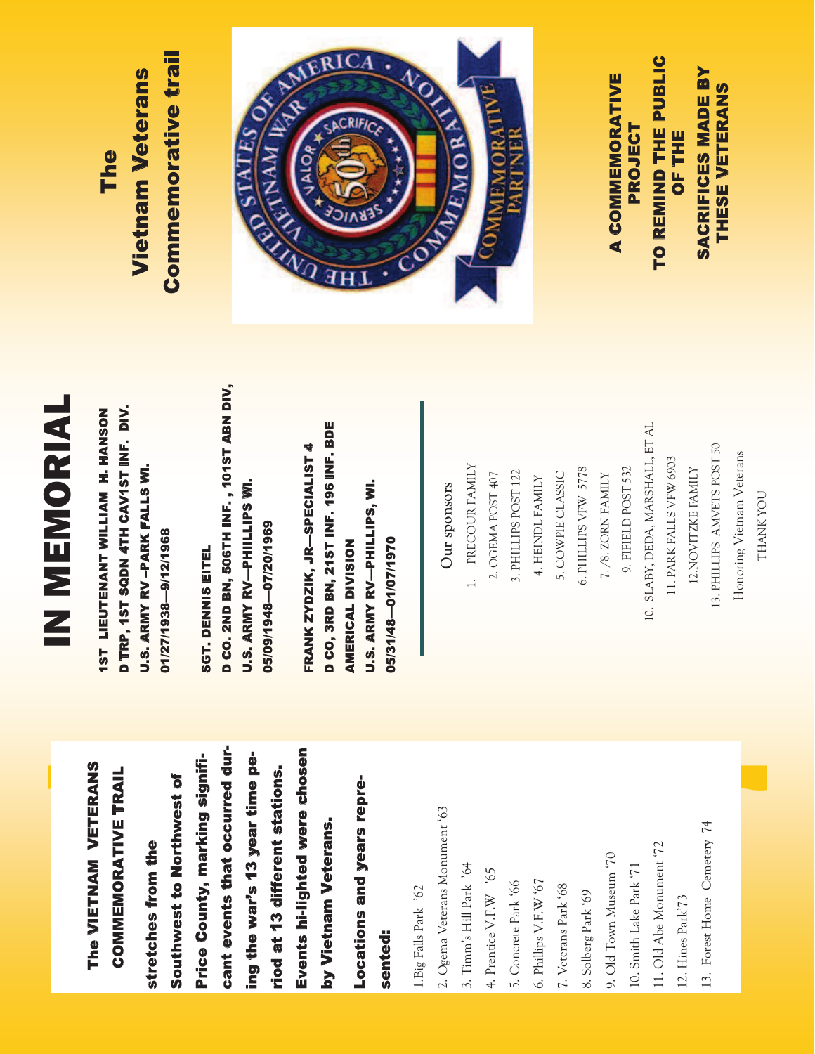**The VIETNAM VETERANS COMMEMORATIVE TRAIL**

**stretches from the Southwest to Northwest of Price County, marking significant events that occurred during the war's 13 year time period at 13 different stations. Events hi-lighted were chosen by Vietnam Veterans.**

**Locations and years represented:**

1. Big Falls Park '62
2. Ogema Veterans Monument '63
3. Timm's Hill Park '64
4. Prentice V.F.W '65
5. Concrete Park '66
6. Phillips V.F.W '67
7. Veterans Park '68
8. Solberg Park '69
9. Old Town Museum '70
10. Smith Lake Park '71
11. Old Abe Monument '72
12. Hines Park'73
13. Forest Home Cemetery 74

# IN MEMORIAL

**1ST LIEUTENANT WILLIAM H. HANSON**
**D TRP, 1ST SQDN 4TH CAV1ST INF. DIV.**
**U.S. ARMY RV –PARK FALLS WI.**
**01/27/1938—9/12/1968**

**SGT. DENNIS EITEL**
**D CO. 2ND BN, 506TH INF. , 101ST ABN DIV,**
**U.S. ARMY RV—PHIILLIPS WI.**
**05/09/1948—07/20/1969**

**FRANK ZYDZIK, JR—SPECIALIST 4**
**D CO, 3RD BN, 21ST INF. 196 INF. BDE**
**AMERICAL DIVISION**
**U.S. ARMY RV—PHILLIPS, WI.**
**05/31/48—01/07/1970**

Our sponsors

1. PRECOUR FAMILY
2. OGEMA POST 407
3. PHILLIPS POST 122
4. HEINDL FAMILY
5. COWPIE CLASSIC
6. PHILLIPS VFW 5778
7. /8. ZORN FAMILY
9. FIFIELD POST 532
10. SLABY, DEDA, MARSHALL, ET AL
11. PARK FALLS VFW 6903
12. NOVITZKE FAMILY
13. PHILLIPS AMVETS POST 50

Honoring Vietnam Veterans

THANK YOU

# The Vietnam Veterans Commemorative trail

THE UNITED STATES OF AMERICA VIETNAM WAR COMMEMORATION
VALOR ★ SACRIFICE ★ SERVICE
50th
COMMEMORATIVE PARTNER

**A COMMEMORATIVE PROJECT TO REMIND THE PUBLIC OF THE SACRIFICES MADE BY THESE VETERANS**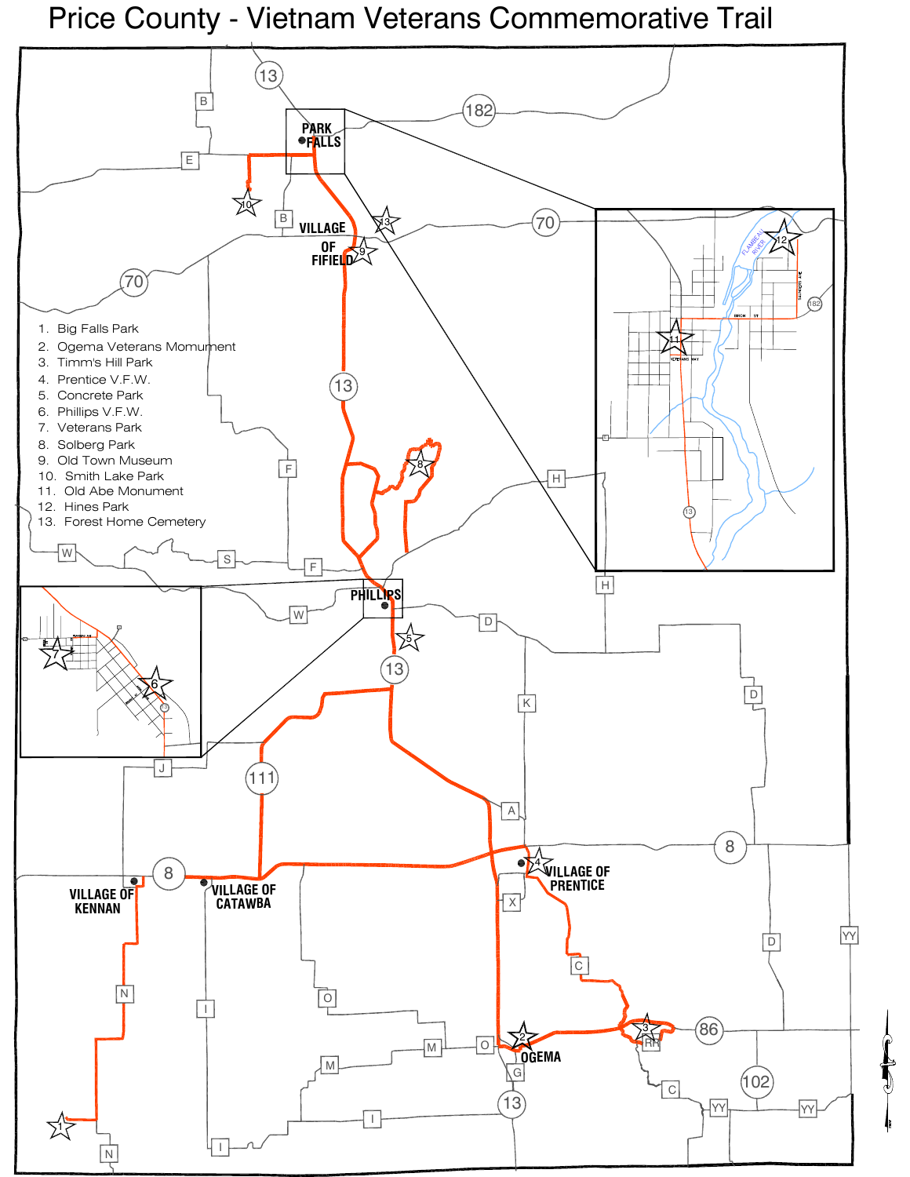# Price County - Vietnam Veterans Commemorative Trail

1. Big Falls Park
2. Ogema Veterans Momument
3. Timm's Hill Park
4. Prentice V.F.W.
5. Concrete Park
6. Phillips V.F.W.
7. Veterans Park
8. Solberg Park
9. Old Town Museum
10. Smith Lake Park
11. Old Abe Monument
12. Hines Park
13. Forest Home Cemetery

PARK FALLS

VILLAGE OF FIFIELD

PHILLIPS

VILLAGE OF KENNAN

VILLAGE OF CATAWBA

VILLAGE OF PRENTICE

OGEMA

FLAMBEAU RIVER

BIRCH ST

VETERANS WAY